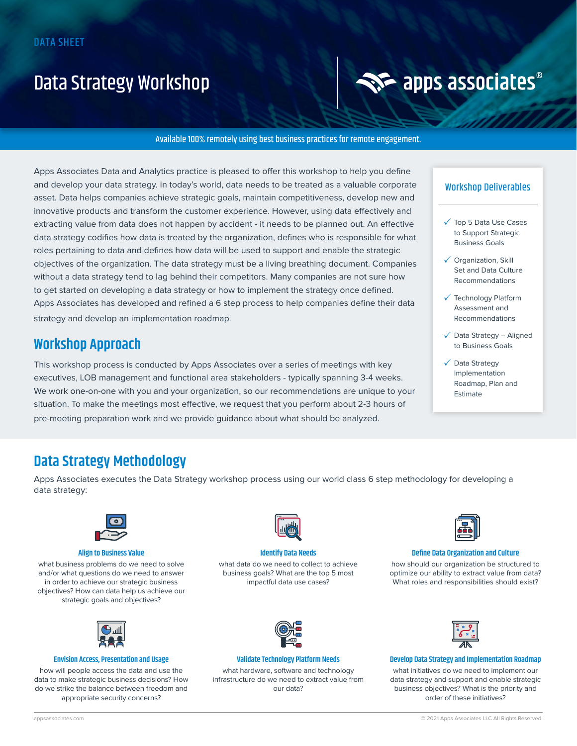DATA SHEET

# Data Strategy Workshop

apps associates®

**Available 100% remotely using best business practices for remote engagement.**

Apps Associates Data and Analytics practice is pleased to offer this workshop to help you define and develop your data strategy. In today's world, data needs to be treated as a valuable corporate asset. Data helps companies achieve strategic goals, maintain competitiveness, develop new and innovative products and transform the customer experience. However, using data effectively and extracting value from data does not happen by accident - it needs to be planned out. An effective data strategy codifies how data is treated by the organization, defines who is responsible for what roles pertaining to data and defines how data will be used to support and enable the strategic objectives of the organization. The data strategy must be a living breathing document. Companies without a data strategy tend to lag behind their competitors. Many companies are not sure how to get started on developing a data strategy or how to implement the strategy once defined. Apps Associates has developed and refined a 6 step process to help companies define their data strategy and develop an implementation roadmap.

## Workshop Approach

This workshop process is conducted by Apps Associates over a series of meetings with key executives, LOB management and functional area stakeholders - typically spanning 3-4 weeks. We work one-on-one with you and your organization, so our recommendations are unique to your situation. To make the meetings most effective, we request that you perform about 2-3 hours of pre-meeting preparation work and we provide guidance about what should be analyzed.

### Workshop Deliverables

- ✓ Top 5 Data Use Cases to Support Strategic Business Goals
- ✓ Organization, Skill Set and Data Culture Recommendations
- ✓ Technology Platform Assessment and Recommendations
- ✓ Data Strategy – Aligned to Business Goals
- ✓ Data Strategy Implementation Roadmap, Plan and Estimate

## Data Strategy Methodology

Apps Associates executes the Data Strategy workshop process using our world class 6 step methodology for developing a data strategy:

### Align to Business Value

what business problems do we need to solve and/or what questions do we need to answer in order to achieve our strategic business objectives? How can data help us achieve our strategic goals and objectives?

### Identify Data Needs

what data do we need to collect to achieve business goals? What are the top 5 most impactful data use cases?

### Define Data Organization and Culture

how should our organization be structured to optimize our ability to extract value from data? What roles and responsibilities should exist?

### Envision Access, Presentation and Usage

how will people access the data and use the data to make strategic business decisions? How do we strike the balance between freedom and appropriate security concerns?

### Validate Technology Platform Needs

what hardware, software and technology infrastructure do we need to extract value from our data?

### Develop Data Strategy and Implementation Roadmap

what initiatives do we need to implement our data strategy and support and enable strategic business objectives? What is the priority and order of these initiatives?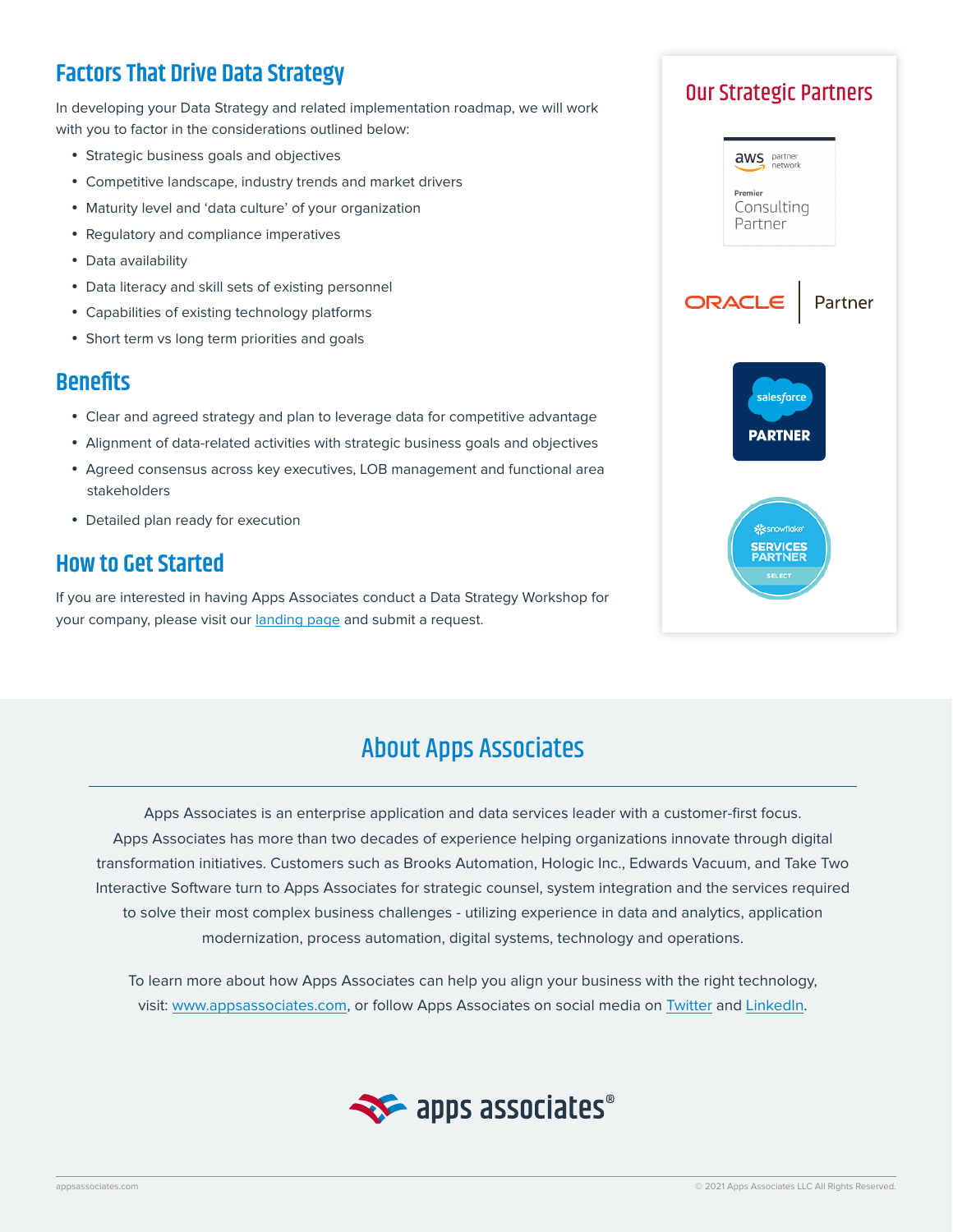## Factors That Drive Data Strategy

In developing your Data Strategy and related implementation roadmap, we will work with you to factor in the considerations outlined below:

- Strategic business goals and objectives
- Competitive landscape, industry trends and market drivers
- Maturity level and 'data culture' of your organization
- Regulatory and compliance imperatives
- Data availability
- Data literacy and skill sets of existing personnel
- Capabilities of existing technology platforms
- Short term vs long term priorities and goals

## Benefits

- Clear and agreed strategy and plan to leverage data for competitive advantage
- Alignment of data-related activities with strategic business goals and objectives
- Agreed consensus across key executives, LOB management and functional area stakeholders
- Detailed plan ready for execution

## How to Get Started

If you are interested in having Apps Associates conduct a Data Strategy Workshop for your company, please visit our landing page and submit a request.

## Our Strategic Partners

aws partner network
Premier
Consulting Partner

ORACLE | Partner

salesforce
PARTNER

snowflake
SERVICES PARTNER
SELECT

## About Apps Associates

Apps Associates is an enterprise application and data services leader with a customer-first focus. Apps Associates has more than two decades of experience helping organizations innovate through digital transformation initiatives. Customers such as Brooks Automation, Hologic Inc., Edwards Vacuum, and Take Two Interactive Software turn to Apps Associates for strategic counsel, system integration and the services required to solve their most complex business challenges - utilizing experience in data and analytics, application modernization, process automation, digital systems, technology and operations.

To learn more about how Apps Associates can help you align your business with the right technology, visit: www.appsassociates.com, or follow Apps Associates on social media on Twitter and LinkedIn.

apps associates®

appsassociates.com

© 2021 Apps Associates LLC All Rights Reserved.